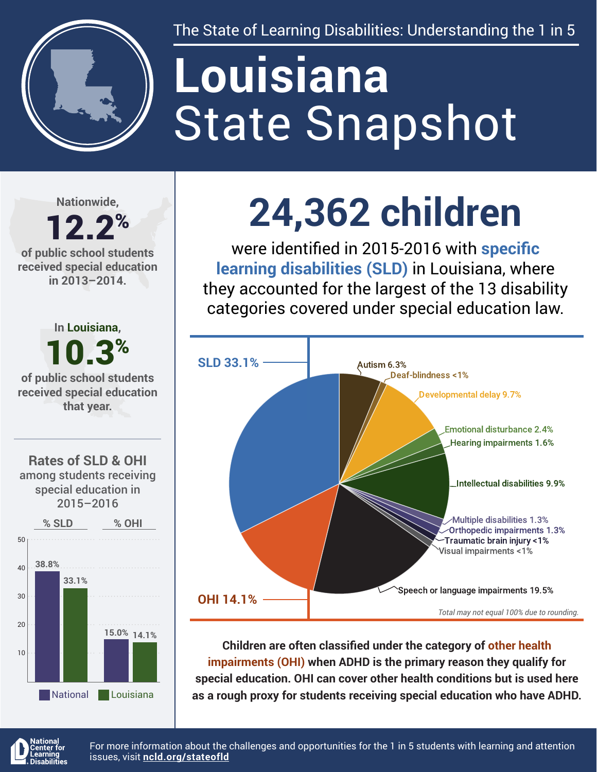The State of Learning Disabilities: Understanding the 1 in 5

# Louisiana
# State Snapshot

Nationwide,

**12.2%**

of public school students received special education in 2013–2014.

In Louisiana,

**10.3%**

of public school students received special education that year.

## Rates of SLD & OHI among students receiving special education in 2015–2016

| | % SLD | % OHI |
|---|---|---|
| National | 38.8% | 15.0% |
| Louisiana | 33.1% | 14.1% |

## 24,362 children

were identified in 2015-2016 with **specific learning disabilities (SLD)** in Louisiana, where they accounted for the largest of the 13 disability categories covered under special education law.

| Category | % |
|---|---|
| SLD | 33.1% |
| OHI | 14.1% |
| Autism | 6.3% |
| Deaf-blindness | <1% |
| Developmental delay | 9.7% |
| Emotional disturbance | 2.4% |
| Hearing impairments | 1.6% |
| Intellectual disabilities | 9.9% |
| Multiple disabilities | 1.3% |
| Orthopedic impairments | 1.3% |
| Traumatic brain injury | <1% |
| Visual impairments | <1% |
| Speech or language impairments | 19.5% |

*Total may not equal 100% due to rounding.*

**Children are often classified under the category of other health impairments (OHI) when ADHD is the primary reason they qualify for special education. OHI can cover other health conditions but is used here as a rough proxy for students receiving special education who have ADHD.**

National Center for Learning Disabilities

For more information about the challenges and opportunities for the 1 in 5 students with learning and attention issues, visit **ncld.org/stateofld**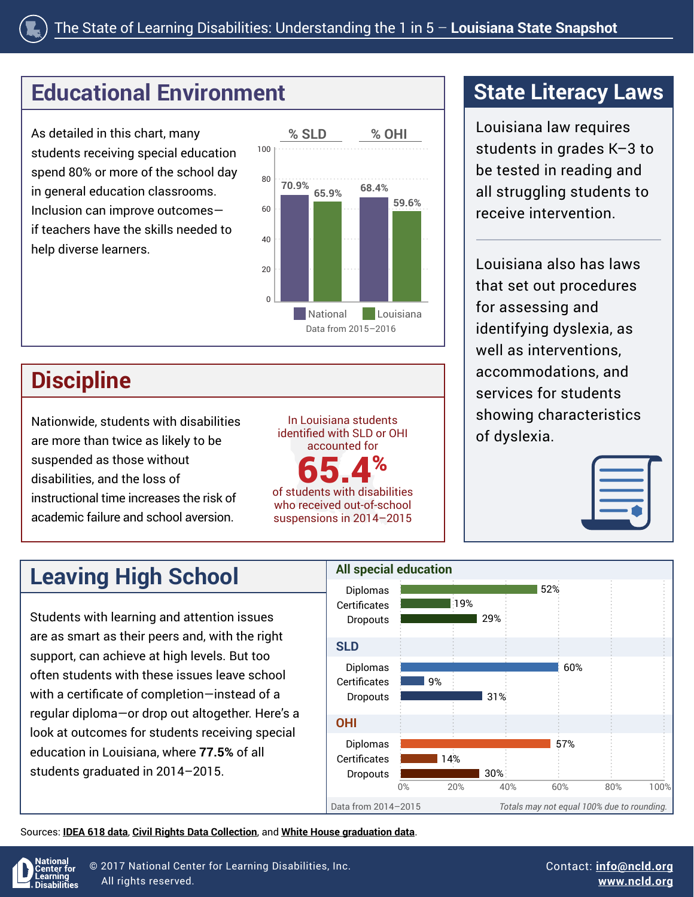# The State of Learning Disabilities: Understanding the 1 in 5 – **Louisiana State Snapshot**

## Educational Environment

As detailed in this chart, many students receiving special education spend 80% or more of the school day in general education classrooms. Inclusion can improve outcomes—if teachers have the skills needed to help diverse learners.

% SLD
% OHI

100
80
60
40
20
0

70.9%
65.9%
68.4%
59.6%

National
Louisiana

Data from 2015–2016

## Discipline

Nationwide, students with disabilities are more than twice as likely to be suspended as those without disabilities, and the loss of instructional time increases the risk of academic failure and school aversion.

In Louisiana students identified with SLD or OHI accounted for **65.4%** of students with disabilities who received out-of-school suspensions in 2014–2015

## State Literacy Laws

Louisiana law requires students in grades K–3 to be tested in reading and all struggling students to receive intervention.

Louisiana also has laws that set out procedures for assessing and identifying dyslexia, as well as interventions, accommodations, and services for students showing characteristics of dyslexia.

## Leaving High School

Students with learning and attention issues are as smart as their peers and, with the right support, can achieve at high levels. But too often students with these issues leave school with a certificate of completion—instead of a regular diploma—or drop out altogether. Here's a look at outcomes for students receiving special education in Louisiana, where **77.5%** of all students graduated in 2014–2015.

**All special education**

Diplomas 52%
Certificates 19%
Dropouts 29%

**SLD**

Diplomas 60%
Certificates 9%
Dropouts 31%

**OHI**

Diplomas 57%
Certificates 14%
Dropouts 30%

0%
20%
40%
60%
80%
100%

Data from 2014–2015

*Totals may not equal 100% due to rounding.*

Sources: **IDEA 618 data**, **Civil Rights Data Collection**, and **White House graduation data**.

National Center for Learning Disabilities

© 2017 National Center for Learning Disabilities, Inc. All rights reserved.

Contact: **info@ncld.org**
**www.ncld.org**